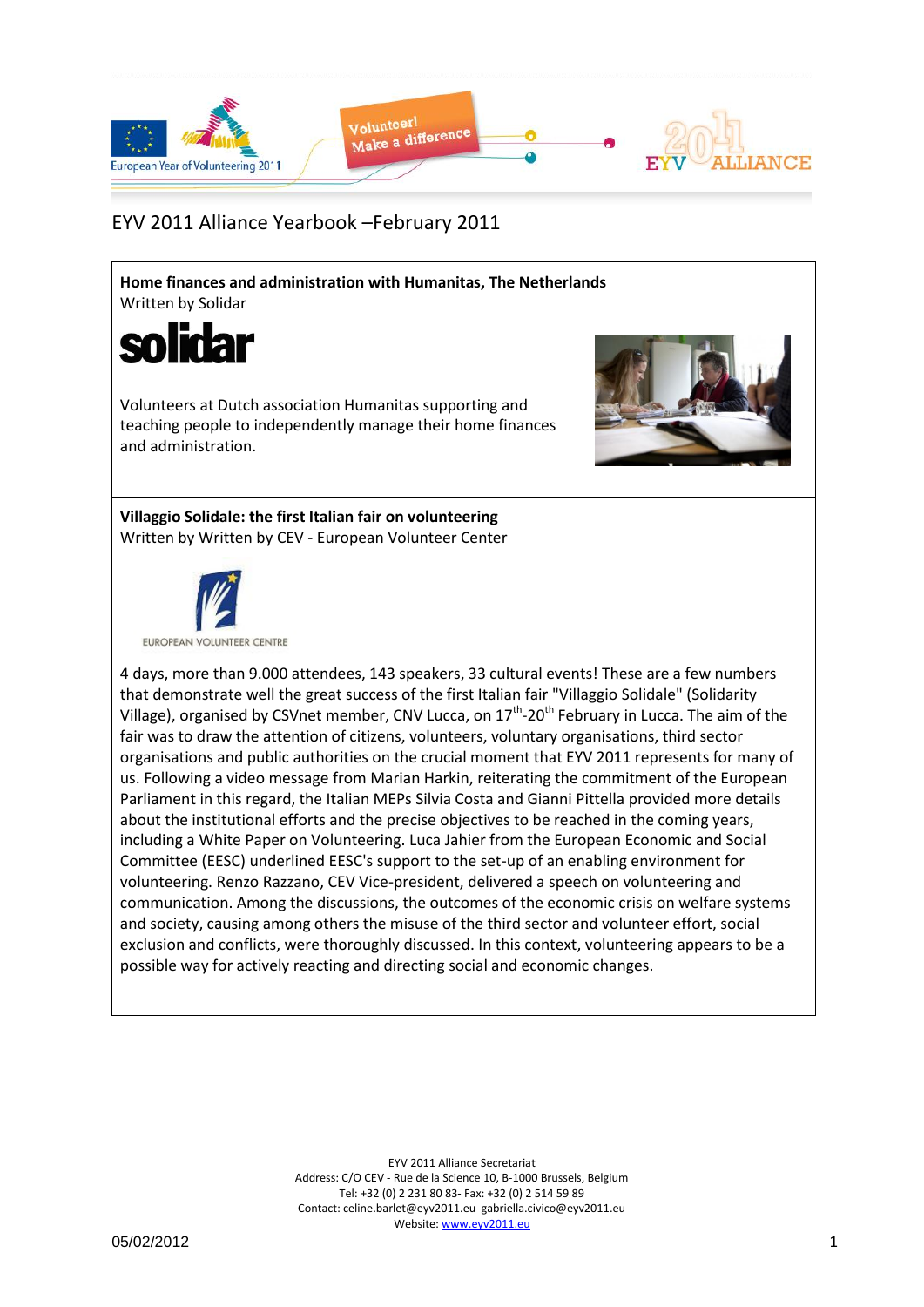# EYV 2011 Alliance Yearbook –February 2011

## Home finances and administration with Humanitas, The Netherlands

Written by Solidar

Volunteers at Dutch association Humanitas supporting and teaching people to independently manage their home finances and administration.

## Villaggio Solidale: the first Italian fair on volunteering

Written by Written by CEV - European Volunteer Center

4 days, more than 9.000 attendees, 143 speakers, 33 cultural events! These are a few numbers that demonstrate well the great success of the first Italian fair "Villaggio Solidale" (Solidarity Village), organised by CSVnet member, CNV Lucca, on 17th-20th February in Lucca. The aim of the fair was to draw the attention of citizens, volunteers, voluntary organisations, third sector organisations and public authorities on the crucial moment that EYV 2011 represents for many of us. Following a video message from Marian Harkin, reiterating the commitment of the European Parliament in this regard, the Italian MEPs Silvia Costa and Gianni Pittella provided more details about the institutional efforts and the precise objectives to be reached in the coming years, including a White Paper on Volunteering. Luca Jahier from the European Economic and Social Committee (EESC) underlined EESC's support to the set-up of an enabling environment for volunteering. Renzo Razzano, CEV Vice-president, delivered a speech on volunteering and communication. Among the discussions, the outcomes of the economic crisis on welfare systems and society, causing among others the misuse of the third sector and volunteer effort, social exclusion and conflicts, were thoroughly discussed. In this context, volunteering appears to be a possible way for actively reacting and directing social and economic changes.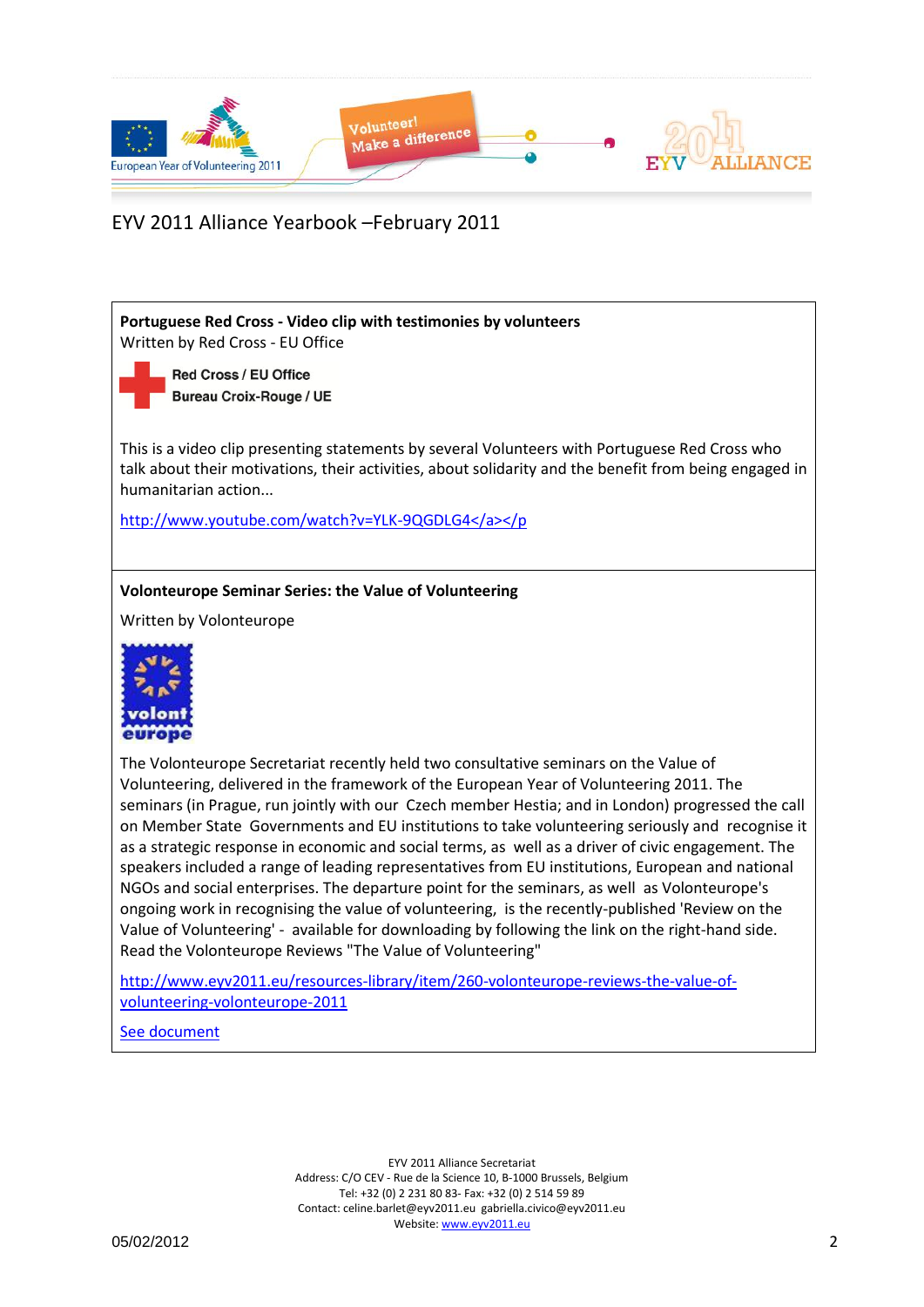EYV 2011 Alliance Yearbook –February 2011

**Portuguese Red Cross - Video clip with testimonies by volunteers**
Written by Red Cross - EU Office

Red Cross / EU Office
Bureau Croix-Rouge / UE

This is a video clip presenting statements by several Volunteers with Portuguese Red Cross who talk about their motivations, their activities, about solidarity and the benefit from being engaged in humanitarian action...

http://www.youtube.com/watch?v=YLK-9QGDLG4</a></p

**Volonteurope Seminar Series: the Value of Volunteering**

Written by Volonteurope

The Volonteurope Secretariat recently held two consultative seminars on the Value of Volunteering, delivered in the framework of the European Year of Volunteering 2011. The seminars (in Prague, run jointly with our Czech member Hestia; and in London) progressed the call on Member State Governments and EU institutions to take volunteering seriously and recognise it as a strategic response in economic and social terms, as well as a driver of civic engagement. The speakers included a range of leading representatives from EU institutions, European and national NGOs and social enterprises. The departure point for the seminars, as well as Volonteurope's ongoing work in recognising the value of volunteering, is the recently-published 'Review on the Value of Volunteering' - available for downloading by following the link on the right-hand side. Read the Volonteurope Reviews "The Value of Volunteering"

http://www.eyv2011.eu/resources-library/item/260-volonteurope-reviews-the-value-of-volunteering-volonteurope-2011

See document

EYV 2011 Alliance Secretariat
Address: C/O CEV - Rue de la Science 10, B-1000 Brussels, Belgium
Tel: +32 (0) 2 231 80 83- Fax: +32 (0) 2 514 59 89
Contact: celine.barlet@eyv2011.eu gabriella.civico@eyv2011.eu
Website: www.eyv2011.eu